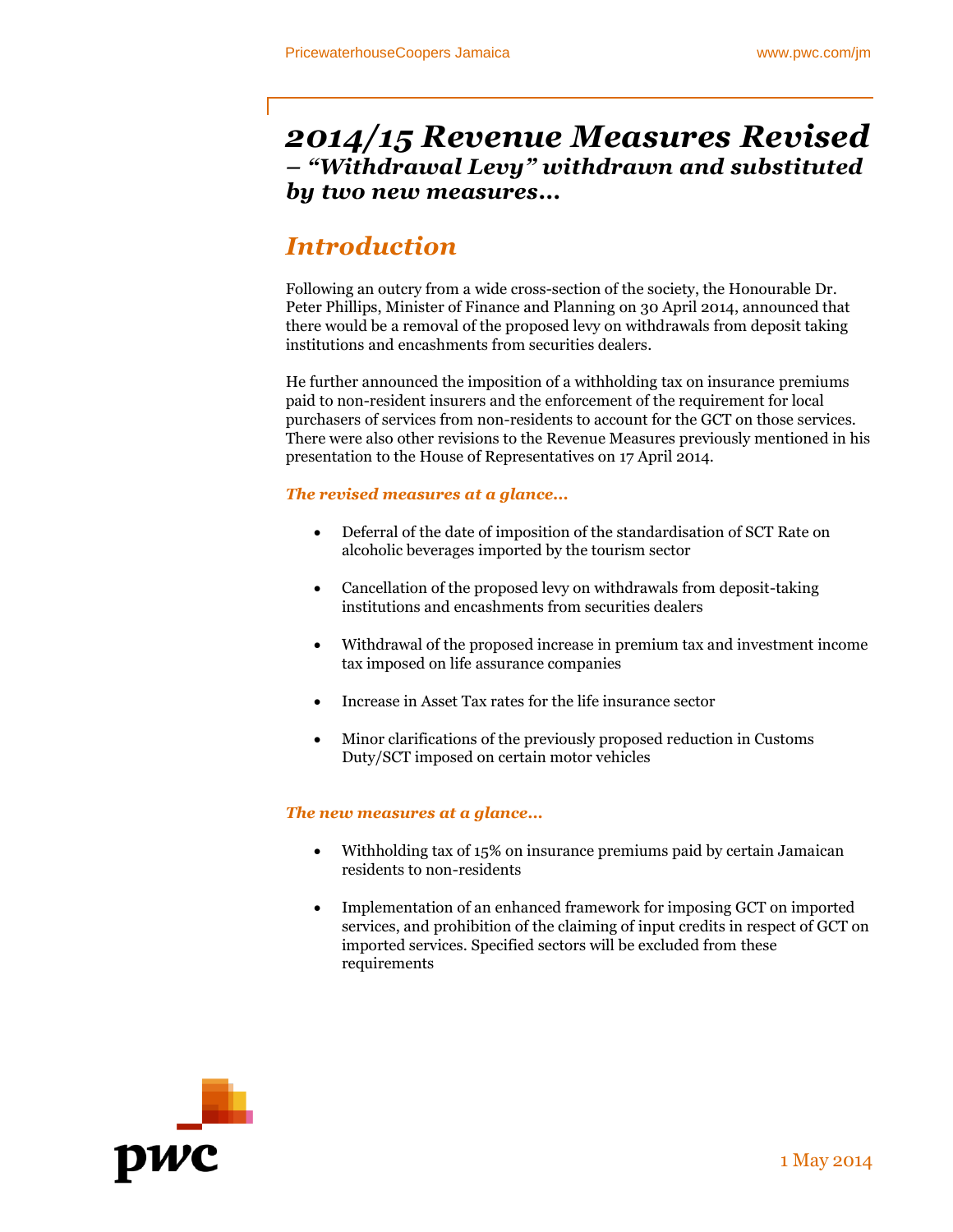# *2014/15 Revenue Measures Revised*
### *– "Withdrawal Levy" withdrawn and substituted by two new measures…*

## *Introduction*

Following an outcry from a wide cross-section of the society, the Honourable Dr. Peter Phillips, Minister of Finance and Planning on 30 April 2014, announced that there would be a removal of the proposed levy on withdrawals from deposit taking institutions and encashments from securities dealers.

He further announced the imposition of a withholding tax on insurance premiums paid to non-resident insurers and the enforcement of the requirement for local purchasers of services from non-residents to account for the GCT on those services. There were also other revisions to the Revenue Measures previously mentioned in his presentation to the House of Representatives on 17 April 2014.

***The revised measures at a glance…***

- Deferral of the date of imposition of the standardisation of SCT Rate on alcoholic beverages imported by the tourism sector
- Cancellation of the proposed levy on withdrawals from deposit-taking institutions and encashments from securities dealers
- Withdrawal of the proposed increase in premium tax and investment income tax imposed on life assurance companies
- Increase in Asset Tax rates for the life insurance sector
- Minor clarifications of the previously proposed reduction in Customs Duty/SCT imposed on certain motor vehicles

***The new measures at a glance…***

- Withholding tax of 15% on insurance premiums paid by certain Jamaican residents to non-residents
- Implementation of an enhanced framework for imposing GCT on imported services, and prohibition of the claiming of input credits in respect of GCT on imported services. Specified sectors will be excluded from these requirements

1 May 2014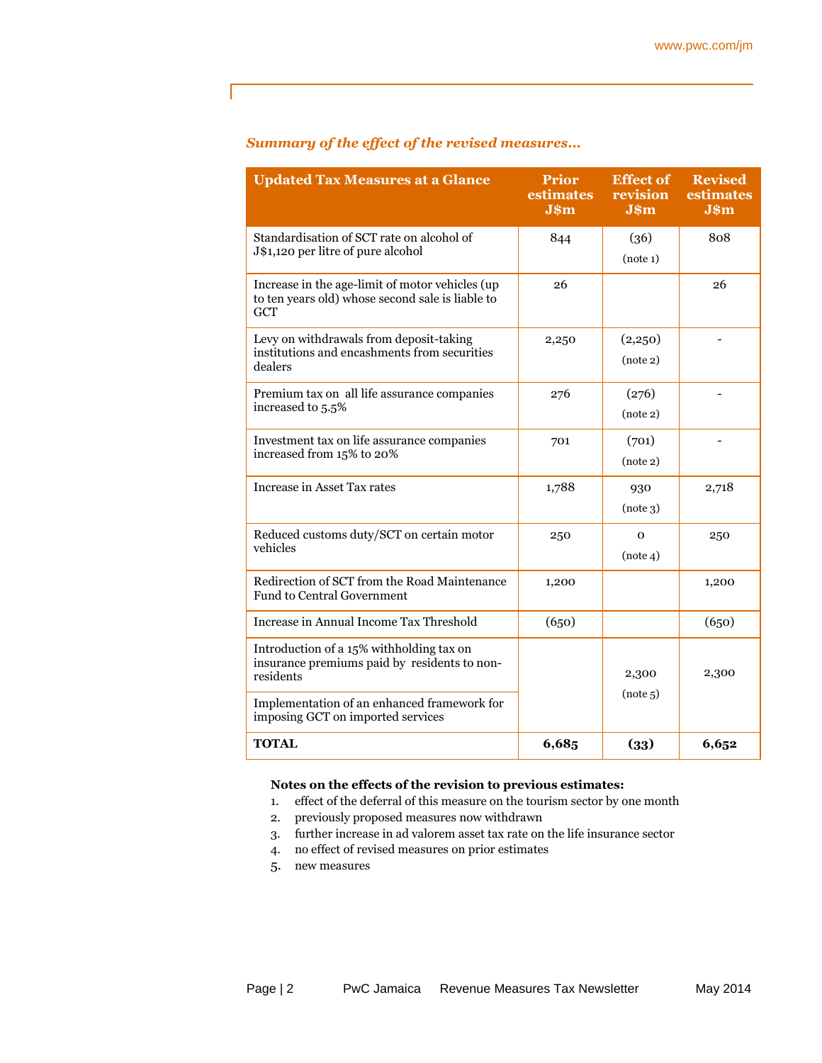*Summary of the effect of the revised measures…*

| Updated Tax Measures at a Glance | Prior estimates J$m | Effect of revision J$m | Revised estimates J$m |
|---|---|---|---|
| Standardisation of SCT rate on alcohol of J$1,120 per litre of pure alcohol | 844 | (36) (note 1) | 808 |
| Increase in the age-limit of motor vehicles (up to ten years old) whose second sale is liable to GCT | 26 | | 26 |
| Levy on withdrawals from deposit-taking institutions and encashments from securities dealers | 2,250 | (2,250) (note 2) | - |
| Premium tax on all life assurance companies increased to 5.5% | 276 | (276) (note 2) | - |
| Investment tax on life assurance companies increased from 15% to 20% | 701 | (701) (note 2) | - |
| Increase in Asset Tax rates | 1,788 | 930 (note 3) | 2,718 |
| Reduced customs duty/SCT on certain motor vehicles | 250 | 0 (note 4) | 250 |
| Redirection of SCT from the Road Maintenance Fund to Central Government | 1,200 | | 1,200 |
| Increase in Annual Income Tax Threshold | (650) | | (650) |
| Introduction of a 15% withholding tax on insurance premiums paid by residents to non-residents | | 2,300 (note 5) | 2,300 |
| Implementation of an enhanced framework for imposing GCT on imported services | | | |
| **TOTAL** | **6,685** | **(33)** | **6,652** |

**Notes on the effects of the revision to previous estimates:**

1. effect of the deferral of this measure on the tourism sector by one month
2. previously proposed measures now withdrawn
3. further increase in ad valorem asset tax rate on the life insurance sector
4. no effect of revised measures on prior estimates
5. new measures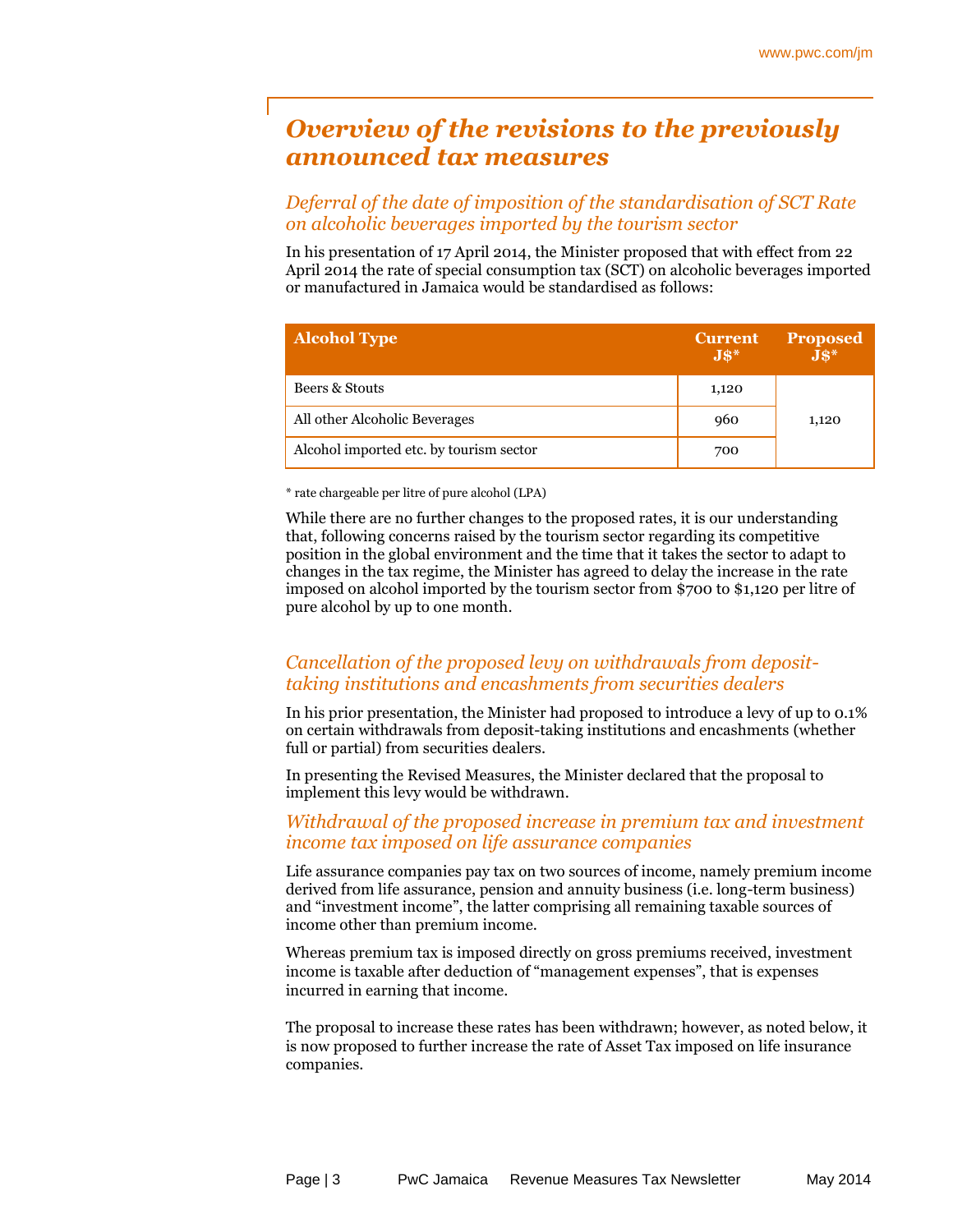# Overview of the revisions to the previously announced tax measures

## Deferral of the date of imposition of the standardisation of SCT Rate on alcoholic beverages imported by the tourism sector

In his presentation of 17 April 2014, the Minister proposed that with effect from 22 April 2014 the rate of special consumption tax (SCT) on alcoholic beverages imported or manufactured in Jamaica would be standardised as follows:

| Alcohol Type | Current J$* | Proposed J$* |
|---|---|---|
| Beers & Stouts | 1,120 | 1,120 |
| All other Alcoholic Beverages | 960 | |
| Alcohol imported etc. by tourism sector | 700 | |

\* rate chargeable per litre of pure alcohol (LPA)

While there are no further changes to the proposed rates, it is our understanding that, following concerns raised by the tourism sector regarding its competitive position in the global environment and the time that it takes the sector to adapt to changes in the tax regime, the Minister has agreed to delay the increase in the rate imposed on alcohol imported by the tourism sector from $700 to $1,120 per litre of pure alcohol by up to one month.

## Cancellation of the proposed levy on withdrawals from deposit-taking institutions and encashments from securities dealers

In his prior presentation, the Minister had proposed to introduce a levy of up to 0.1% on certain withdrawals from deposit-taking institutions and encashments (whether full or partial) from securities dealers.

In presenting the Revised Measures, the Minister declared that the proposal to implement this levy would be withdrawn.

## Withdrawal of the proposed increase in premium tax and investment income tax imposed on life assurance companies

Life assurance companies pay tax on two sources of income, namely premium income derived from life assurance, pension and annuity business (i.e. long-term business) and "investment income", the latter comprising all remaining taxable sources of income other than premium income.

Whereas premium tax is imposed directly on gross premiums received, investment income is taxable after deduction of "management expenses", that is expenses incurred in earning that income.

The proposal to increase these rates has been withdrawn; however, as noted below, it is now proposed to further increase the rate of Asset Tax imposed on life insurance companies.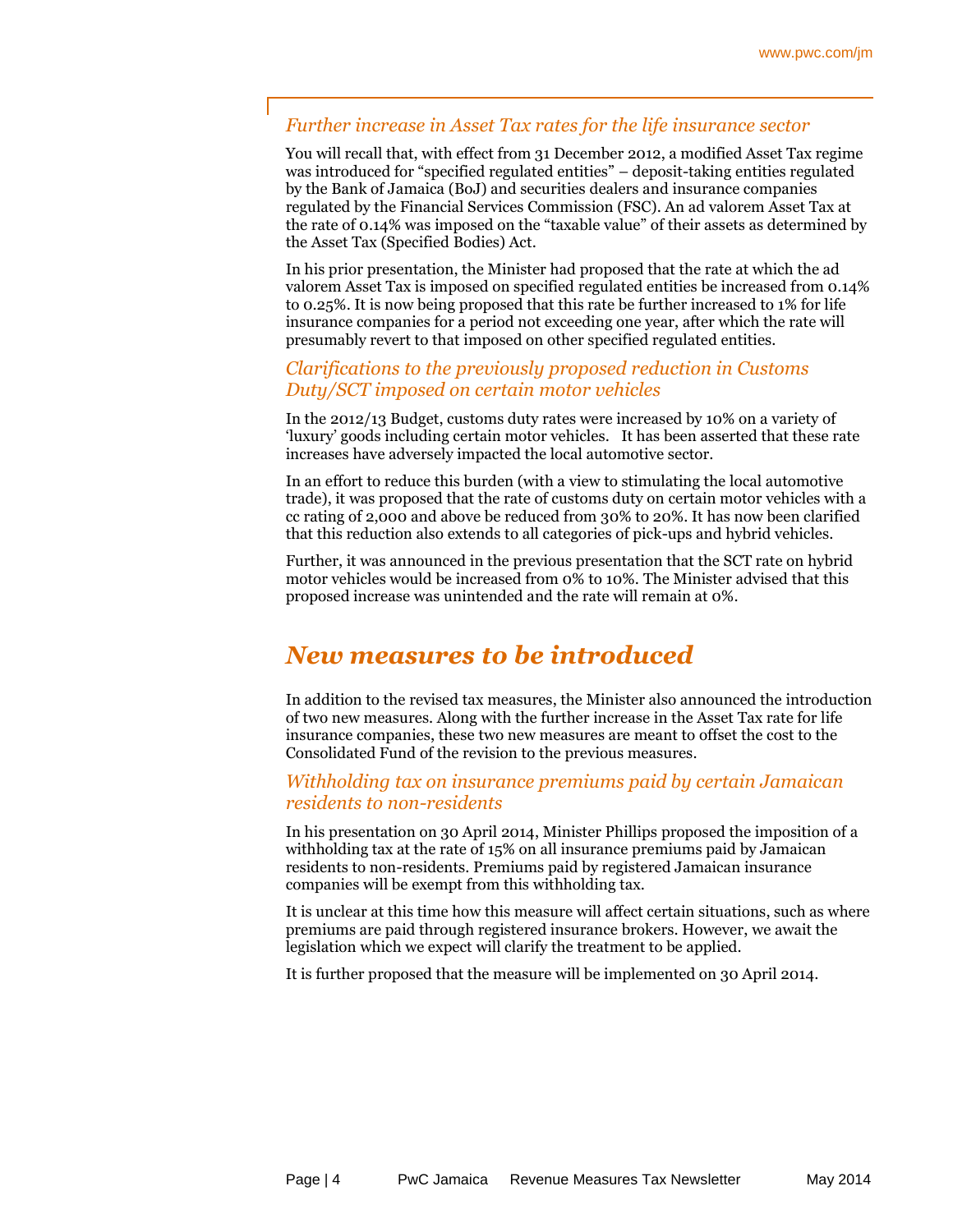### *Further increase in Asset Tax rates for the life insurance sector*

You will recall that, with effect from 31 December 2012, a modified Asset Tax regime was introduced for "specified regulated entities" – deposit-taking entities regulated by the Bank of Jamaica (BoJ) and securities dealers and insurance companies regulated by the Financial Services Commission (FSC). An ad valorem Asset Tax at the rate of 0.14% was imposed on the "taxable value" of their assets as determined by the Asset Tax (Specified Bodies) Act.

In his prior presentation, the Minister had proposed that the rate at which the ad valorem Asset Tax is imposed on specified regulated entities be increased from 0.14% to 0.25%. It is now being proposed that this rate be further increased to 1% for life insurance companies for a period not exceeding one year, after which the rate will presumably revert to that imposed on other specified regulated entities.

### *Clarifications to the previously proposed reduction in Customs Duty/SCT imposed on certain motor vehicles*

In the 2012/13 Budget, customs duty rates were increased by 10% on a variety of 'luxury' goods including certain motor vehicles. It has been asserted that these rate increases have adversely impacted the local automotive sector.

In an effort to reduce this burden (with a view to stimulating the local automotive trade), it was proposed that the rate of customs duty on certain motor vehicles with a cc rating of 2,000 and above be reduced from 30% to 20%. It has now been clarified that this reduction also extends to all categories of pick-ups and hybrid vehicles.

Further, it was announced in the previous presentation that the SCT rate on hybrid motor vehicles would be increased from 0% to 10%. The Minister advised that this proposed increase was unintended and the rate will remain at 0%.

## *New measures to be introduced*

In addition to the revised tax measures, the Minister also announced the introduction of two new measures. Along with the further increase in the Asset Tax rate for life insurance companies, these two new measures are meant to offset the cost to the Consolidated Fund of the revision to the previous measures.

### *Withholding tax on insurance premiums paid by certain Jamaican residents to non-residents*

In his presentation on 30 April 2014, Minister Phillips proposed the imposition of a withholding tax at the rate of 15% on all insurance premiums paid by Jamaican residents to non-residents. Premiums paid by registered Jamaican insurance companies will be exempt from this withholding tax.

It is unclear at this time how this measure will affect certain situations, such as where premiums are paid through registered insurance brokers. However, we await the legislation which we expect will clarify the treatment to be applied.

It is further proposed that the measure will be implemented on 30 April 2014.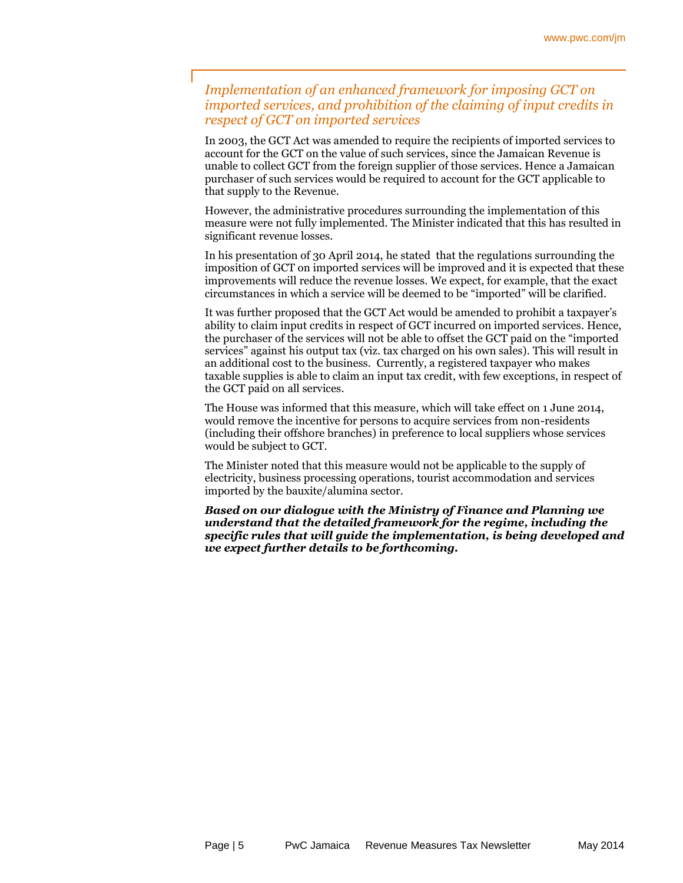## *Implementation of an enhanced framework for imposing GCT on imported services, and prohibition of the claiming of input credits in respect of GCT on imported services*

In 2003, the GCT Act was amended to require the recipients of imported services to account for the GCT on the value of such services, since the Jamaican Revenue is unable to collect GCT from the foreign supplier of those services. Hence a Jamaican purchaser of such services would be required to account for the GCT applicable to that supply to the Revenue.

However, the administrative procedures surrounding the implementation of this measure were not fully implemented. The Minister indicated that this has resulted in significant revenue losses.

In his presentation of 30 April 2014, he stated that the regulations surrounding the imposition of GCT on imported services will be improved and it is expected that these improvements will reduce the revenue losses. We expect, for example, that the exact circumstances in which a service will be deemed to be "imported" will be clarified.

It was further proposed that the GCT Act would be amended to prohibit a taxpayer's ability to claim input credits in respect of GCT incurred on imported services. Hence, the purchaser of the services will not be able to offset the GCT paid on the "imported services" against his output tax (viz. tax charged on his own sales). This will result in an additional cost to the business. Currently, a registered taxpayer who makes taxable supplies is able to claim an input tax credit, with few exceptions, in respect of the GCT paid on all services.

The House was informed that this measure, which will take effect on 1 June 2014, would remove the incentive for persons to acquire services from non-residents (including their offshore branches) in preference to local suppliers whose services would be subject to GCT.

The Minister noted that this measure would not be applicable to the supply of electricity, business processing operations, tourist accommodation and services imported by the bauxite/alumina sector.

***Based on our dialogue with the Ministry of Finance and Planning we understand that the detailed framework for the regime, including the specific rules that will guide the implementation, is being developed and we expect further details to be forthcoming.***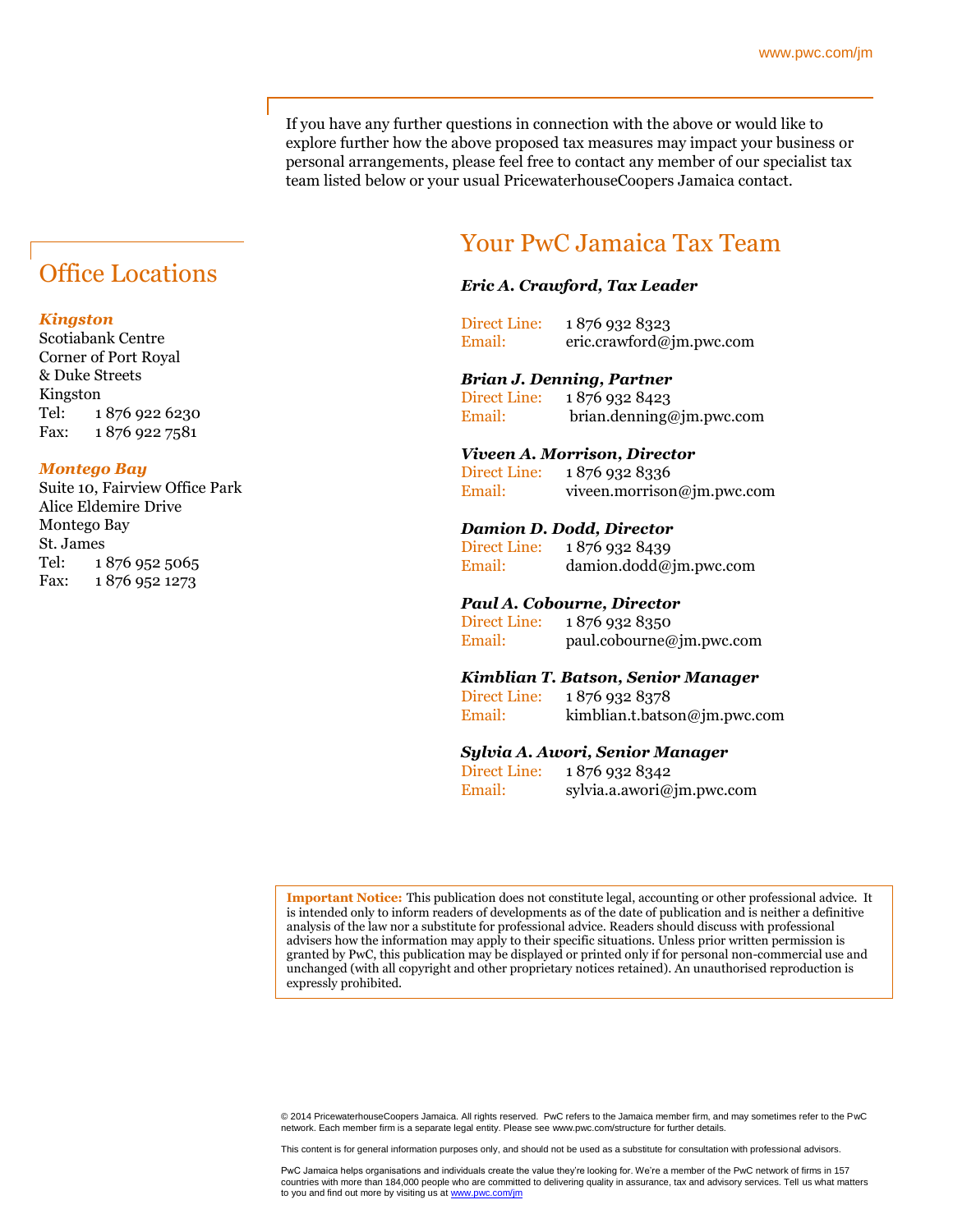If you have any further questions in connection with the above or would like to explore further how the above proposed tax measures may impact your business or personal arrangements, please feel free to contact any member of our specialist tax team listed below or your usual PricewaterhouseCoopers Jamaica contact.

## Your PwC Jamaica Tax Team

***Eric A. Crawford, Tax Leader***

Direct Line: 1 876 932 8323
Email: eric.crawford@jm.pwc.com

***Brian J. Denning, Partner***

Direct Line: 1 876 932 8423
Email: brian.denning@jm.pwc.com

***Viveen A. Morrison, Director***

Direct Line: 1 876 932 8336
Email: viveen.morrison@jm.pwc.com

***Damion D. Dodd, Director***

Direct Line: 1 876 932 8439
Email: damion.dodd@jm.pwc.com

***Paul A. Cobourne, Director***

Direct Line: 1 876 932 8350
Email: paul.cobourne@jm.pwc.com

***Kimblian T. Batson, Senior Manager***

Direct Line: 1 876 932 8378
Email: kimblian.t.batson@jm.pwc.com

***Sylvia A. Awori, Senior Manager***

Direct Line: 1 876 932 8342
Email: sylvia.a.awori@jm.pwc.com

## Office Locations

***Kingston***

Scotiabank Centre
Corner of Port Royal
& Duke Streets
Kingston
Tel: 1 876 922 6230
Fax: 1 876 922 7581

***Montego Bay***

Suite 10, Fairview Office Park
Alice Eldemire Drive
Montego Bay
St. James
Tel: 1 876 952 5065
Fax: 1 876 952 1273

**Important Notice:** This publication does not constitute legal, accounting or other professional advice. It is intended only to inform readers of developments as of the date of publication and is neither a definitive analysis of the law nor a substitute for professional advice. Readers should discuss with professional advisers how the information may apply to their specific situations. Unless prior written permission is granted by PwC, this publication may be displayed or printed only if for personal non-commercial use and unchanged (with all copyright and other proprietary notices retained). An unauthorised reproduction is expressly prohibited.

© 2014 PricewaterhouseCoopers Jamaica. All rights reserved. PwC refers to the Jamaica member firm, and may sometimes refer to the PwC network. Each member firm is a separate legal entity. Please see www.pwc.com/structure for further details.

This content is for general information purposes only, and should not be used as a substitute for consultation with professional advisors.

PwC Jamaica helps organisations and individuals create the value they're looking for. We're a member of the PwC network of firms in 157 countries with more than 184,000 people who are committed to delivering quality in assurance, tax and advisory services. Tell us what matters to you and find out more by visiting us at www.pwc.com/jm